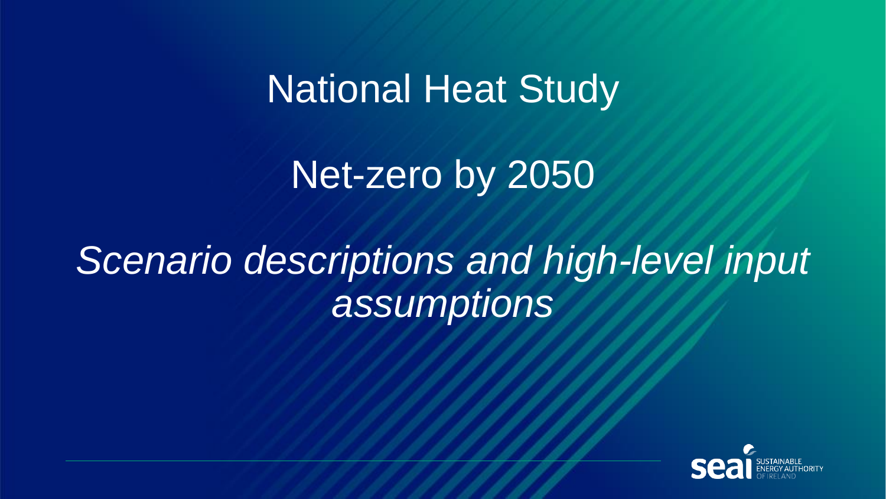# National Heat Study

## Net-zero by 2050

*Scenario descriptions and high-level input assumptions*

SEAI SUSTAINABLE ENERGY AUTHORITY OF IRELAND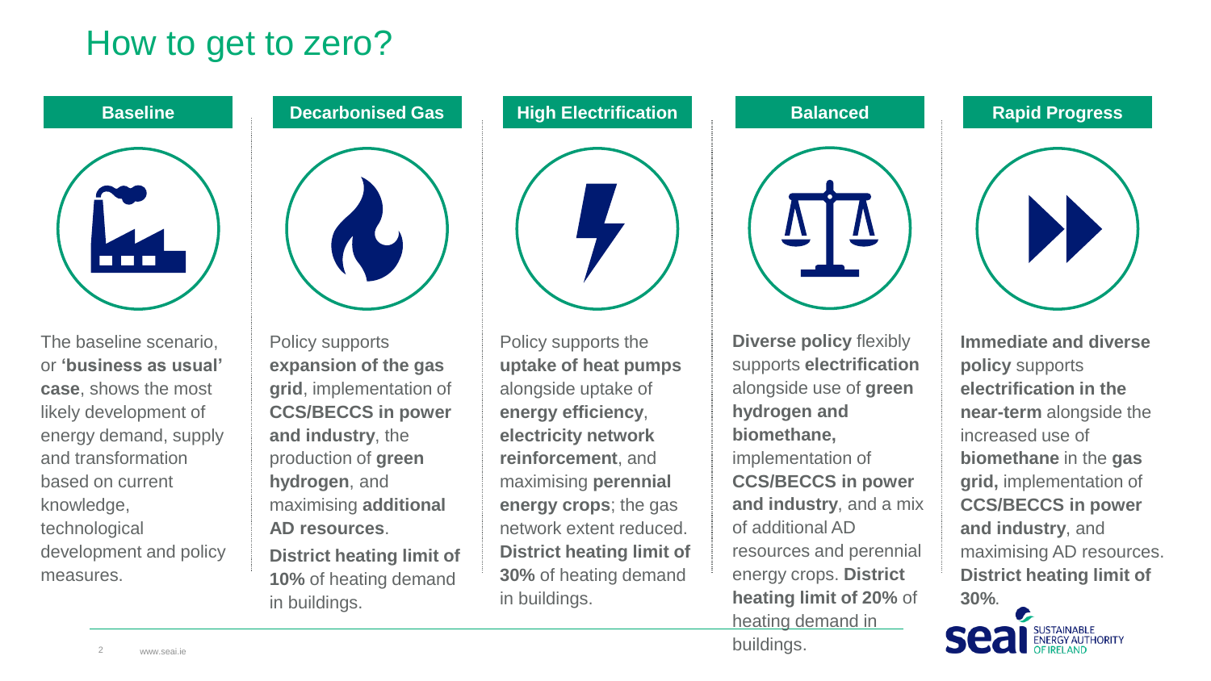# How to get to zero?

## Baseline

The baseline scenario, or **'business as usual' case**, shows the most likely development of energy demand, supply and transformation based on current knowledge, technological development and policy measures.

## Decarbonised Gas

Policy supports **expansion of the gas grid**, implementation of **CCS/BECCS in power and industry**, the production of **green hydrogen**, and maximising **additional AD resources**.

**District heating limit of 10%** of heating demand in buildings.

## High Electrification

Policy supports the **uptake of heat pumps** alongside uptake of **energy efficiency**, **electricity network reinforcement**, and maximising **perennial energy crops**; the gas network extent reduced. **District heating limit of 30%** of heating demand in buildings.

## Balanced

**Diverse policy** flexibly supports **electrification** alongside use of **green hydrogen and biomethane,** implementation of **CCS/BECCS in power and industry**, and a mix of additional AD resources and perennial energy crops. **District heating limit of 20%** of heating demand in buildings.

## Rapid Progress

**Immediate and diverse policy** supports **electrification in the near-term** alongside the increased use of **biomethane** in the **gas grid,** implementation of **CCS/BECCS in power and industry**, and maximising AD resources. **District heating limit of 30%**.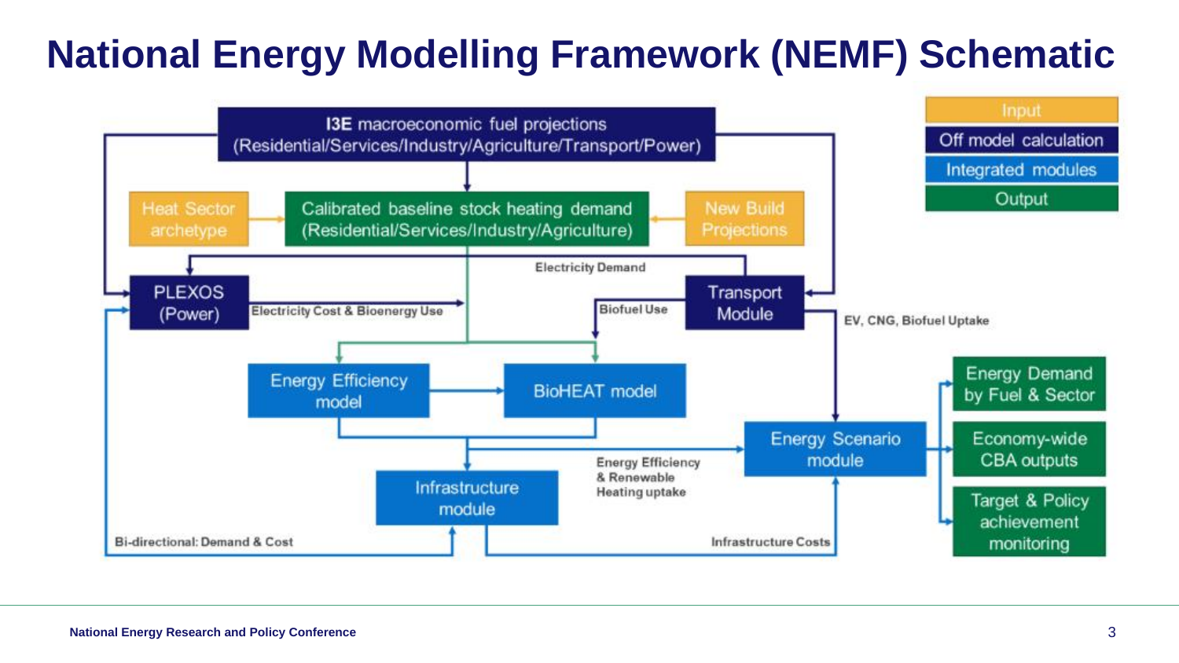# National Energy Modelling Framework (NEMF) Schematic

**Legend:**
- Input
- Off model calculation
- Integrated modules
- Output

**I3E** macroeconomic fuel projections (Residential/Services/Industry/Agriculture/Transport/Power)

Heat Sector archetype

Calibrated baseline stock heating demand (Residential/Services/Industry/Agriculture)

New Build Projections

Electricity Demand

PLEXOS (Power)

Electricity Cost & Bioenergy Use

Biofuel Use

Transport Module

EV, CNG, Biofuel Uptake

Energy Efficiency model

BioHEAT model

Energy Scenario module

Energy Efficiency & Renewable Heating uptake

Infrastructure module

Bi-directional: Demand & Cost

Infrastructure Costs

Energy Demand by Fuel & Sector

Economy-wide CBA outputs

Target & Policy achievement monitoring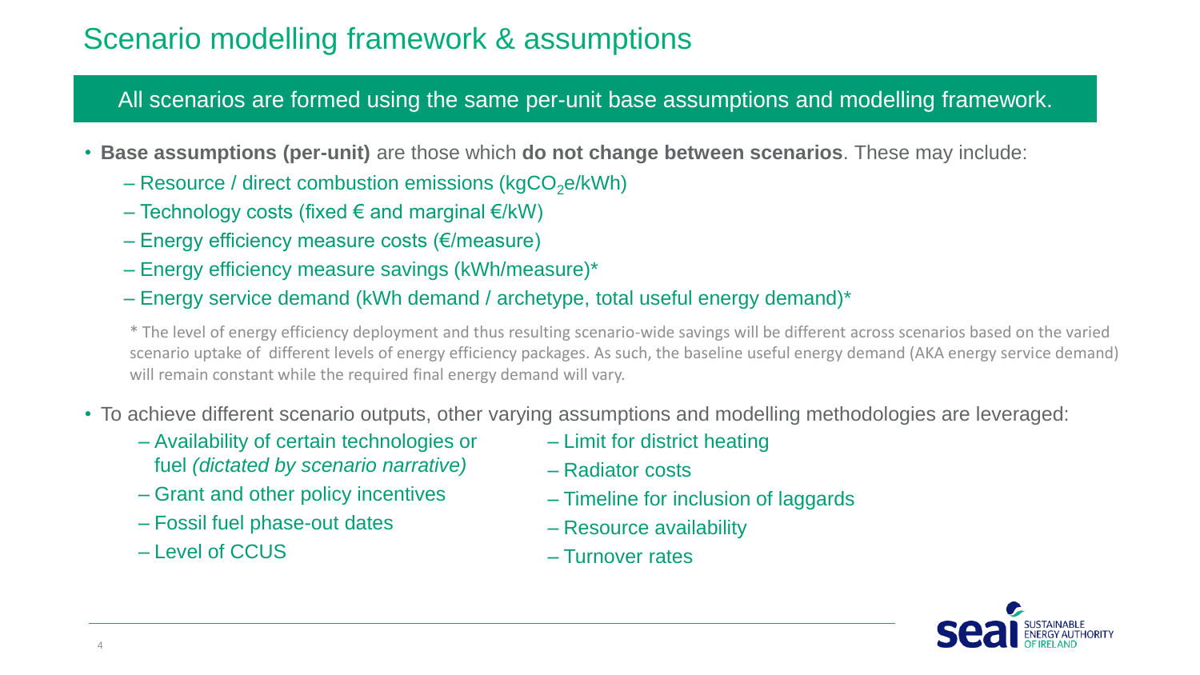# Scenario modelling framework & assumptions

**All scenarios are formed using the same per-unit base assumptions and modelling framework.**

- **Base assumptions (per-unit)** are those which **do not change between scenarios**. These may include:
  - Resource / direct combustion emissions (kg$CO_2$e/kWh)
  - Technology costs (fixed € and marginal €/kW)
  - Energy efficiency measure costs (€/measure)
  - Energy efficiency measure savings (kWh/measure)*
  - Energy service demand (kWh demand / archetype, total useful energy demand)*

  \* The level of energy efficiency deployment and thus resulting scenario-wide savings will be different across scenarios based on the varied scenario uptake of different levels of energy efficiency packages. As such, the baseline useful energy demand (AKA energy service demand) will remain constant while the required final energy demand will vary.

- To achieve different scenario outputs, other varying assumptions and modelling methodologies are leveraged:
  - Availability of certain technologies or fuel *(dictated by scenario narrative)*
  - Grant and other policy incentives
  - Fossil fuel phase-out dates
  - Level of CCUS
  - Limit for district heating
  - Radiator costs
  - Timeline for inclusion of laggards
  - Resource availability
  - Turnover rates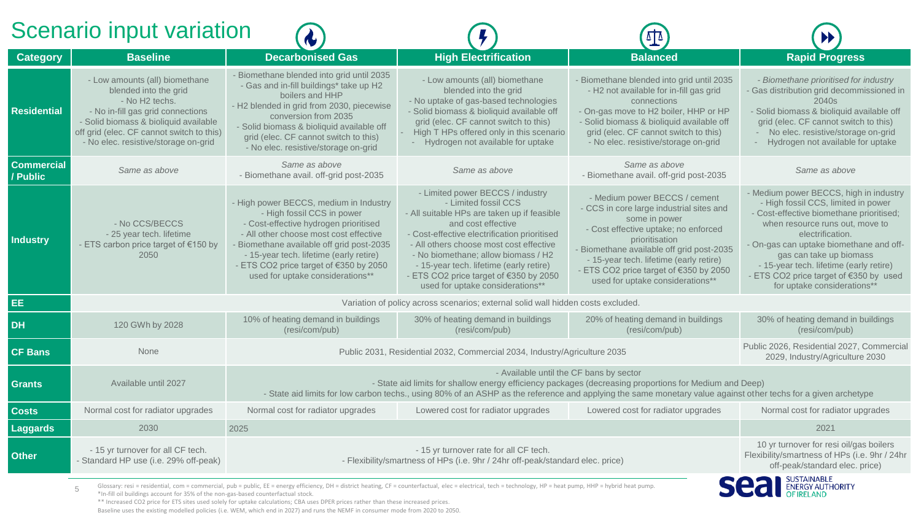# Scenario input variation

| Category | Baseline | Decarbonised Gas | High Electrification | Balanced | Rapid Progress |
|---|---|---|---|---|---|
| **Residential** | - Low amounts (all) biomethane blended into the grid<br>- No H2 techs.<br>- No in-fill gas grid connections<br>- Solid biomass & bioliquid available off grid (elec. CF cannot switch to this)<br>- No elec. resistive/storage on-grid | - Biomethane blended into grid until 2035<br>- Gas and in-fill buildings* take up H2 boilers and HHP<br>- H2 blended in grid from 2030, piecewise conversion from 2035<br>- Solid biomass & bioliquid available off grid (elec. CF cannot switch to this)<br>- No elec. resistive/storage on-grid | - Low amounts (all) biomethane blended into the grid<br>- No uptake of gas-based technologies<br>- Solid biomass & bioliquid available off grid (elec. CF cannot switch to this)<br>- High T HPs offered only in this scenario<br>- Hydrogen not available for uptake | - Biomethane blended into grid until 2035<br>- H2 not available for in-fill gas grid connections<br>- On-gas move to H2 boiler, HHP or HP<br>- Solid biomass & bioliquid available off grid (elec. CF cannot switch to this)<br>- No elec. resistive/storage on-grid | - *Biomethane prioritised for industry*<br>- Gas distribution grid decommissioned in 2040s<br>- Solid biomass & bioliquid available off grid (elec. CF cannot switch to this)<br>- No elec. resistive/storage on-grid<br>- Hydrogen not available for uptake |
| **Commercial / Public** | *Same as above* | *Same as above*<br>- Biomethane avail. off-grid post-2035 | *Same as above* | *Same as above*<br>- Biomethane avail. off-grid post-2035 | *Same as above* |
| **Industry** | - No CCS/BECCS<br>- 25 year tech. lifetime<br>- ETS carbon price target of €150 by 2050 | - High power BECCS, medium in Industry<br>- High fossil CCS in power<br>- Cost-effective hydrogen prioritised<br>- All other choose most cost effective<br>- Biomethane available off grid post-2035<br>- 15-year tech. lifetime (early retire)<br>- ETS CO2 price target of €350 by 2050 used for uptake considerations** | - Limited power BECCS / industry<br>- Limited fossil CCS<br>- All suitable HPs are taken up if feasible and cost effective<br>- Cost-effective electrification prioritised<br>- All others choose most cost effective<br>- No biomethane; allow biomass / H2<br>- 15-year tech. lifetime (early retire)<br>- ETS CO2 price target of €350 by 2050 used for uptake considerations** | - Medium power BECCS / cement<br>- CCS in core large industrial sites and some in power<br>- Cost effective uptake; no enforced prioritisation<br>- Biomethane available off grid post-2035<br>- 15-year tech. lifetime (early retire)<br>- ETS CO2 price target of €350 by 2050 used for uptake considerations** | - Medium power BECCS, high in industry<br>- High fossil CCS, limited in power<br>- Cost-effective biomethane prioritised; when resource runs out, move to electrification.<br>- On-gas can uptake biomethane and off-gas can take up biomass<br>- 15-year tech. lifetime (early retire)<br>- ETS CO2 price target of €350 by used for uptake considerations** |
| **EE** | Variation of policy across scenarios; external solid wall hidden costs excluded. | | | | |
| **DH** | 120 GWh by 2028 | 10% of heating demand in buildings (resi/com/pub) | 30% of heating demand in buildings (resi/com/pub) | 20% of heating demand in buildings (resi/com/pub) | 30% of heating demand in buildings (resi/com/pub) |
| **CF Bans** | None | Public 2031, Residential 2032, Commercial 2034, Industry/Agriculture 2035 | | | Public 2026, Residential 2027, Commercial 2029, Industry/Agriculture 2030 |
| **Grants** | Available until 2027 | - Available until the CF bans by sector<br>- State aid limits for shallow energy efficiency packages (decreasing proportions for Medium and Deep)<br>- State aid limits for low carbon techs., using 80% of an ASHP as the reference and applying the same monetary value against other techs for a given archetype | | | |
| **Costs** | Normal cost for radiator upgrades | Normal cost for radiator upgrades | Lowered cost for radiator upgrades | Lowered cost for radiator upgrades | Normal cost for radiator upgrades |
| **Laggards** | 2030 | 2025 | | | 2021 |
| **Other** | - 15 yr turnover for all CF tech.<br>- Standard HP use (i.e. 29% off-peak) | - 15 yr turnover rate for all CF tech.<br>- Flexibility/smartness of HPs (i.e. 9hr / 24hr off-peak/standard elec. price) | | | 10 yr turnover for resi oil/gas boilers<br>Flexibility/smartness of HPs (i.e. 9hr / 24hr off-peak/standard elec. price) |

Glossary: resi = residential, com = commercial, pub = public, EE = energy efficiency, DH = district heating, CF = counterfactual, elec = electrical, tech = technology, HP = heat pump, HHP = hybrid heat pump.

*In-fill oil buildings account for 35% of the non-gas-based counterfactual stock.

** Increased CO2 price for ETS sites used solely for uptake calculations; CBA uses DPER prices rather than these increased prices.

Baseline uses the existing modelled policies (i.e. WEM, which end in 2027) and runs the NEMF in consumer mode from 2020 to 2050.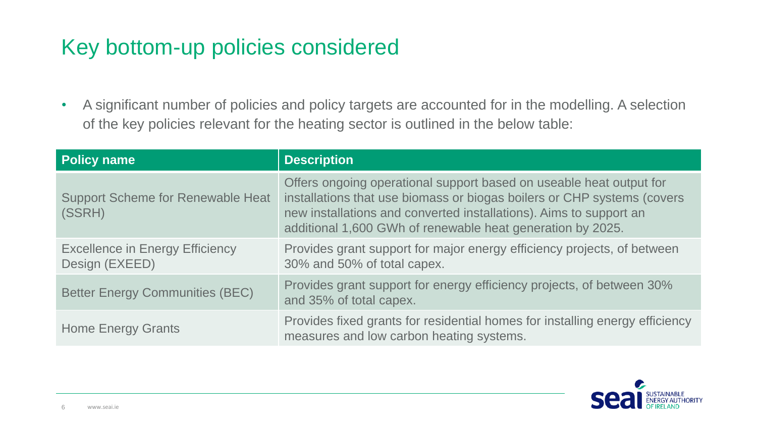# Key bottom-up policies considered

- A significant number of policies and policy targets are accounted for in the modelling. A selection of the key policies relevant for the heating sector is outlined in the below table:

| Policy name | Description |
|---|---|
| Support Scheme for Renewable Heat (SSRH) | Offers ongoing operational support based on useable heat output for installations that use biomass or biogas boilers or CHP systems (covers new installations and converted installations). Aims to support an additional 1,600 GWh of renewable heat generation by 2025. |
| Excellence in Energy Efficiency Design (EXEED) | Provides grant support for major energy efficiency projects, of between 30% and 50% of total capex. |
| Better Energy Communities (BEC) | Provides grant support for energy efficiency projects, of between 30% and 35% of total capex. |
| Home Energy Grants | Provides fixed grants for residential homes for installing energy efficiency measures and low carbon heating systems. |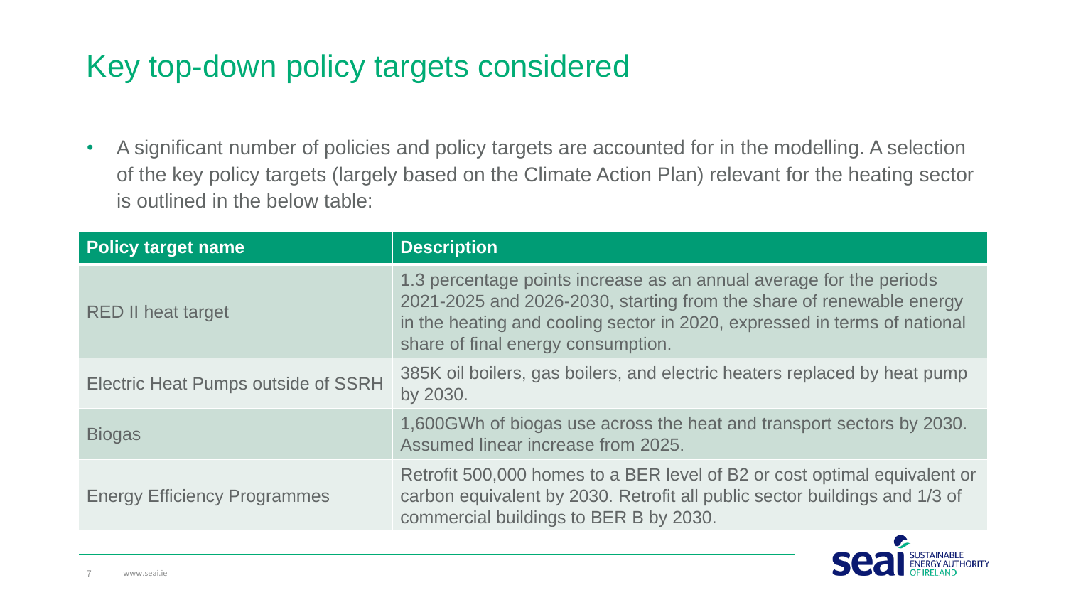# Key top-down policy targets considered

- A significant number of policies and policy targets are accounted for in the modelling. A selection of the key policy targets (largely based on the Climate Action Plan) relevant for the heating sector is outlined in the below table:

| Policy target name | Description |
| --- | --- |
| RED II heat target | 1.3 percentage points increase as an annual average for the periods 2021-2025 and 2026-2030, starting from the share of renewable energy in the heating and cooling sector in 2020, expressed in terms of national share of final energy consumption. |
| Electric Heat Pumps outside of SSRH | 385K oil boilers, gas boilers, and electric heaters replaced by heat pump by 2030. |
| Biogas | 1,600GWh of biogas use across the heat and transport sectors by 2030. Assumed linear increase from 2025. |
| Energy Efficiency Programmes | Retrofit 500,000 homes to a BER level of B2 or cost optimal equivalent or carbon equivalent by 2030. Retrofit all public sector buildings and 1/3 of commercial buildings to BER B by 2030. |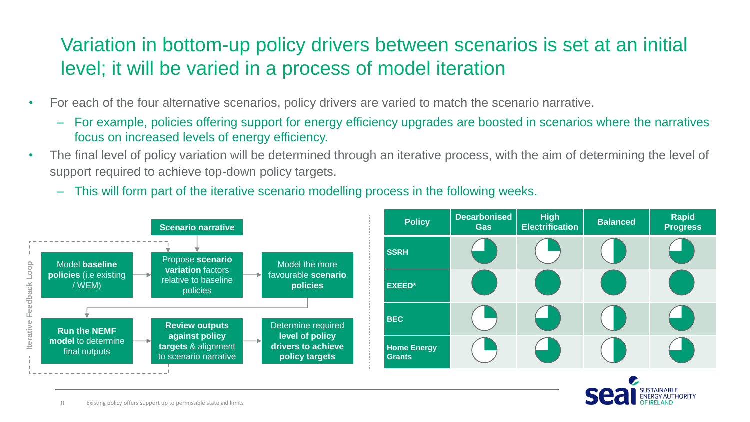# Variation in bottom-up policy drivers between scenarios is set at an initial level; it will be varied in a process of model iteration

- For each of the four alternative scenarios, policy drivers are varied to match the scenario narrative.
  - For example, policies offering support for energy efficiency upgrades are boosted in scenarios where the narratives focus on increased levels of energy efficiency.
- The final level of policy variation will be determined through an iterative process, with the aim of determining the level of support required to achieve top-down policy targets.
  - This will form part of the iterative scenario modelling process in the following weeks.

**Iterative Feedback Loop**

- **Scenario narrative**
- Model **baseline policies** (i.e existing / WEM)
- Propose **scenario variation** factors relative to baseline policies
- Model the more favourable **scenario policies**
- **Run the NEMF model** to determine final outputs
- **Review outputs against policy targets** & alignment to scenario narrative
- Determine required **level of policy drivers to achieve policy targets**

| Policy | Decarbonised Gas | High Electrification | Balanced | Rapid Progress |
|---|---|---|---|---|
| SSRH | ◕ | ◔ | ◑ | ◕ |
| EXEED* | ● | ● | ● | ● |
| BEC | ◔ | ◕ | ◑ | ◕ |
| Home Energy Grants | ◔ | ◕ | ◑ | ◕ |

*Existing policy offers support up to permissible state aid limits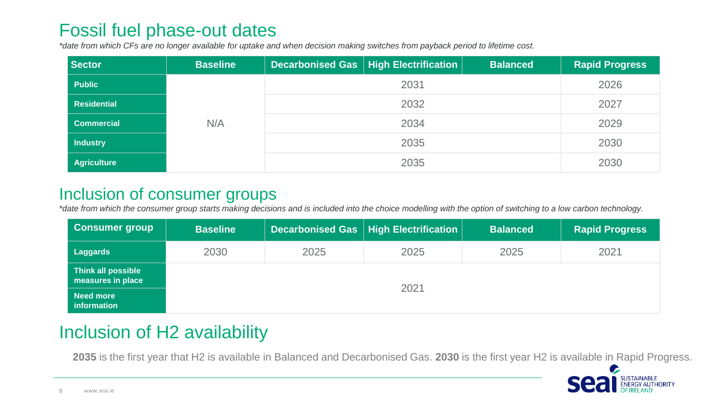# Fossil fuel phase-out dates

*\*date from which CFs are no longer available for uptake and when decision making switches from payback period to lifetime cost.*

| Sector | Baseline | Decarbonised Gas | High Electrification | Balanced | Rapid Progress |
|---|---|---|---|---|---|
| Public | N/A | 2031 | 2031 | 2031 | 2026 |
| Residential | N/A | 2032 | 2032 | 2032 | 2027 |
| Commercial | N/A | 2034 | 2034 | 2034 | 2029 |
| Industry | N/A | 2035 | 2035 | 2035 | 2030 |
| Agriculture | N/A | 2035 | 2035 | 2035 | 2030 |

# Inclusion of consumer groups

*\*date from which the consumer group starts making decisions and is included into the choice modelling with the option of switching to a low carbon technology.*

| Consumer group | Baseline | Decarbonised Gas | High Electrification | Balanced | Rapid Progress |
|---|---|---|---|---|---|
| Laggards | 2030 | 2025 | 2025 | 2025 | 2021 |
| Think all possible measures in place | 2021 | 2021 | 2021 | 2021 | 2021 |
| Need more information | 2021 | 2021 | 2021 | 2021 | 2021 |

# Inclusion of H2 availability

**2035** is the first year that H2 is available in Balanced and Decarbonised Gas. **2030** is the first year H2 is available in Rapid Progress.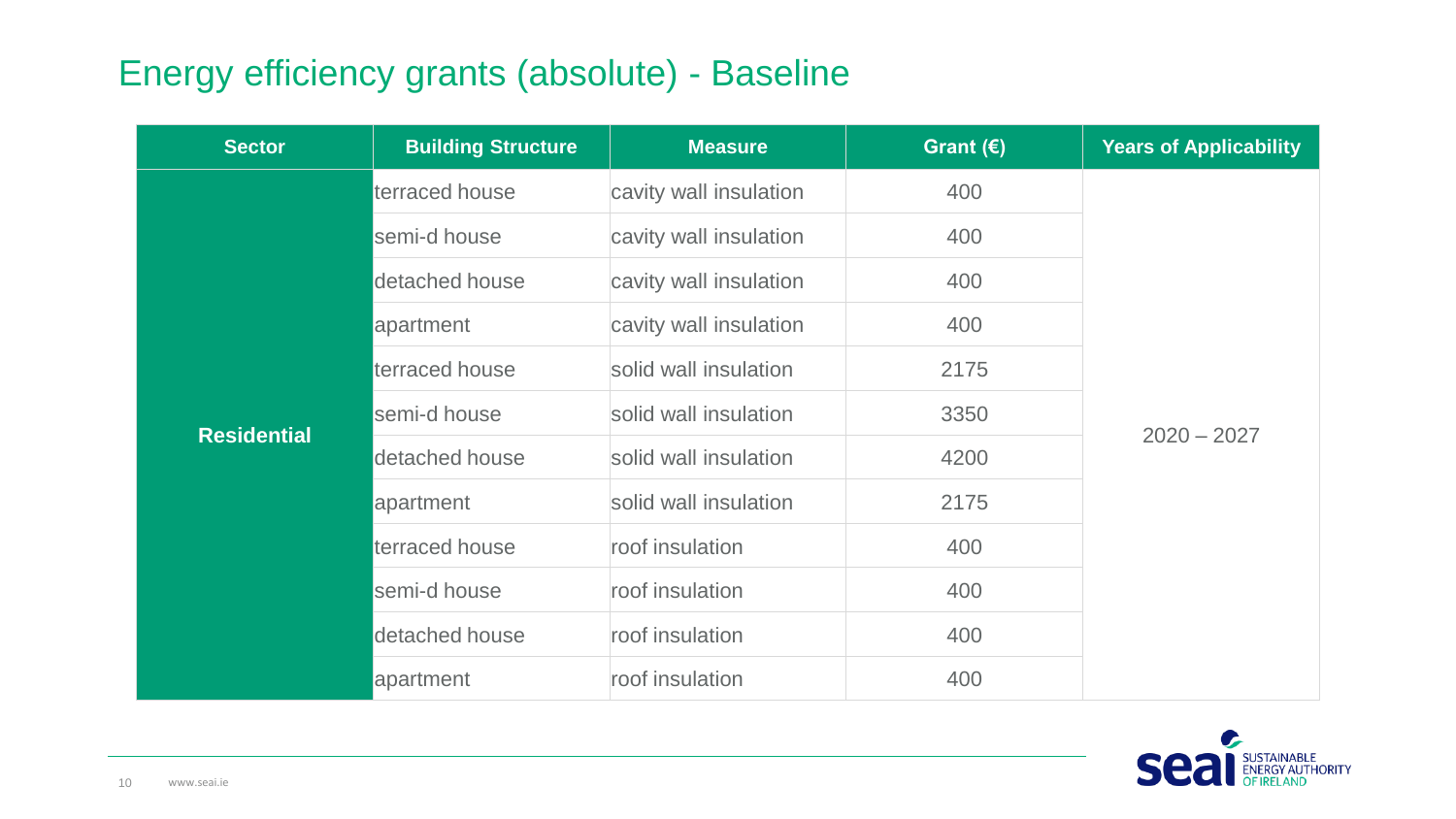# Energy efficiency grants (absolute) - Baseline

| Sector | Building Structure | Measure | Grant (€) | Years of Applicability |
|---|---|---|---|---|
| Residential | terraced house | cavity wall insulation | 400 | 2020 – 2027 |
| | semi-d house | cavity wall insulation | 400 | |
| | detached house | cavity wall insulation | 400 | |
| | apartment | cavity wall insulation | 400 | |
| | terraced house | solid wall insulation | 2175 | |
| | semi-d house | solid wall insulation | 3350 | |
| | detached house | solid wall insulation | 4200 | |
| | apartment | solid wall insulation | 2175 | |
| | terraced house | roof insulation | 400 | |
| | semi-d house | roof insulation | 400 | |
| | detached house | roof insulation | 400 | |
| | apartment | roof insulation | 400 | |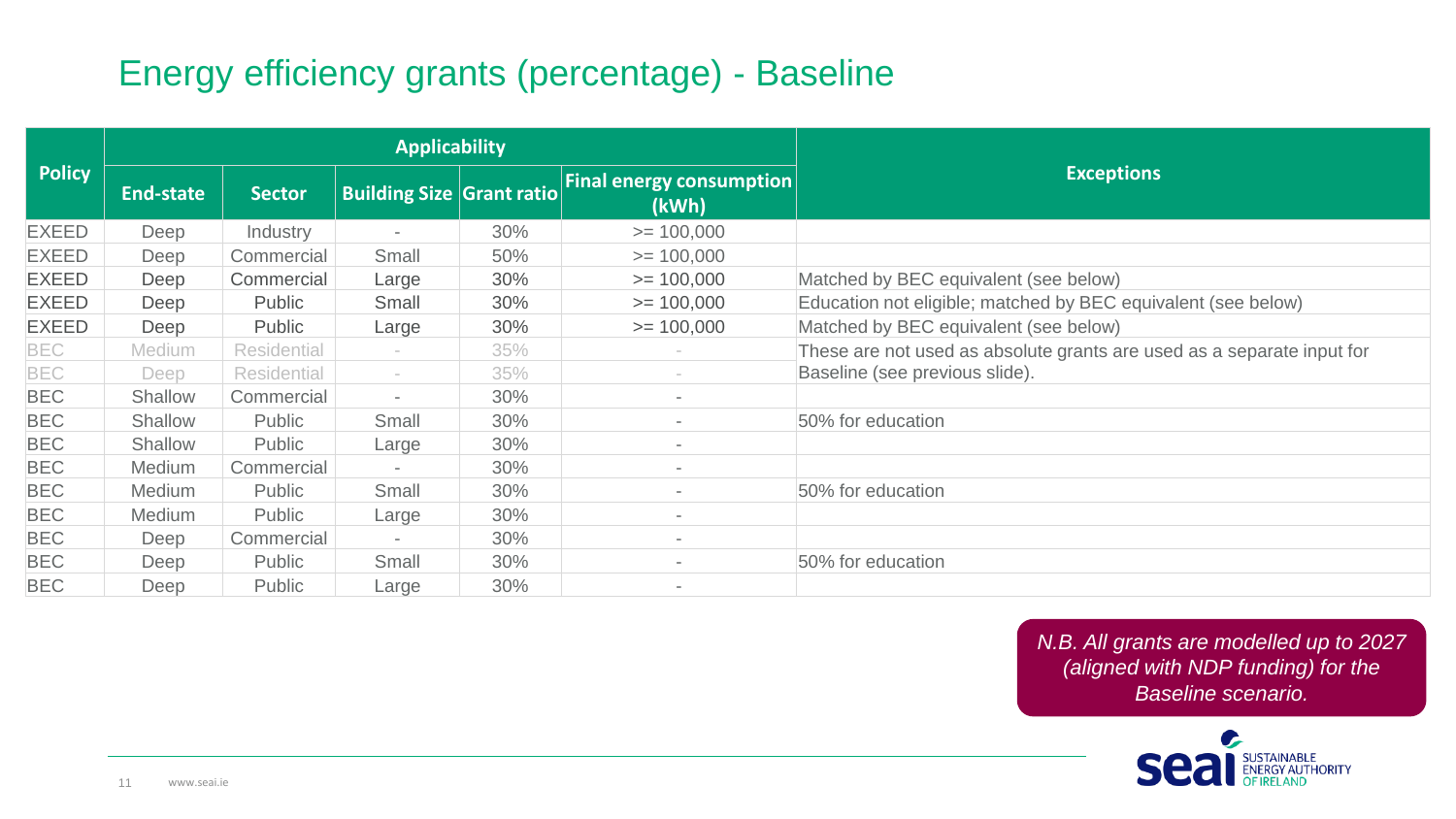# Energy efficiency grants (percentage) - Baseline

| Policy | Applicability | | | | | Exceptions |
|---|---|---|---|---|---|---|
| | End-state | Sector | Building Size | Grant ratio | Final energy consumption (kWh) | |
| EXEED | Deep | Industry | - | 30% | >= 100,000 | |
| EXEED | Deep | Commercial | Small | 50% | >= 100,000 | |
| EXEED | Deep | Commercial | Large | 30% | >= 100,000 | Matched by BEC equivalent (see below) |
| EXEED | Deep | Public | Small | 30% | >= 100,000 | Education not eligible; matched by BEC equivalent (see below) |
| EXEED | Deep | Public | Large | 30% | >= 100,000 | Matched by BEC equivalent (see below) |
| BEC | Medium | Residential | - | 35% | - | These are not used as absolute grants are used as a separate input for Baseline (see previous slide). |
| BEC | Deep | Residential | - | 35% | - | |
| BEC | Shallow | Commercial | - | 30% | - | |
| BEC | Shallow | Public | Small | 30% | - | 50% for education |
| BEC | Shallow | Public | Large | 30% | - | |
| BEC | Medium | Commercial | - | 30% | - | |
| BEC | Medium | Public | Small | 30% | - | 50% for education |
| BEC | Medium | Public | Large | 30% | - | |
| BEC | Deep | Commercial | - | 30% | - | |
| BEC | Deep | Public | Small | 30% | - | 50% for education |
| BEC | Deep | Public | Large | 30% | - | |

*N.B. All grants are modelled up to 2027 (aligned with NDP funding) for the Baseline scenario.*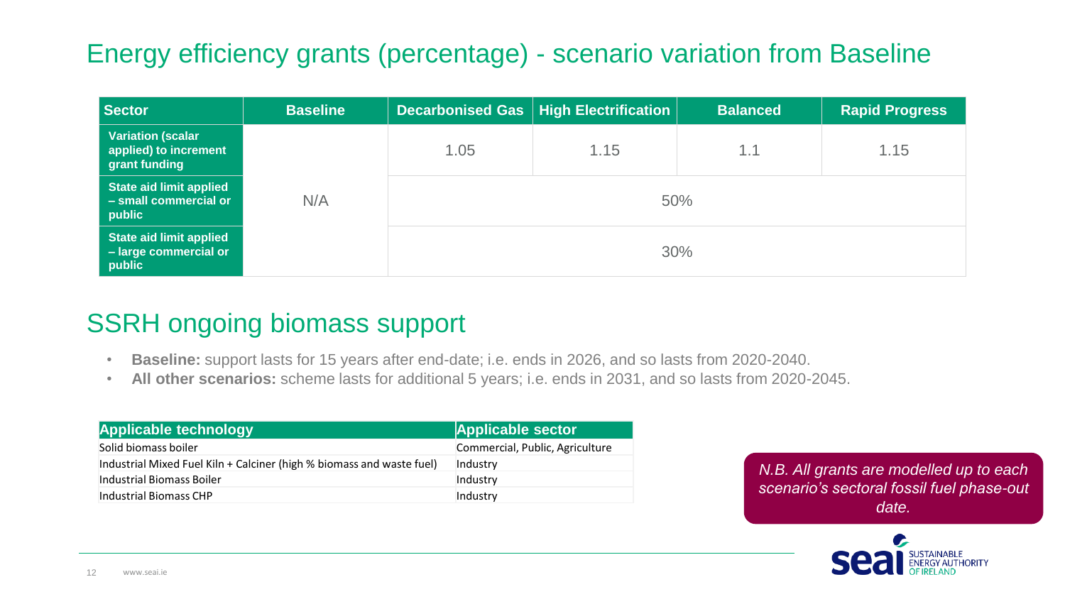# Energy efficiency grants (percentage) - scenario variation from Baseline

| Sector | Baseline | Decarbonised Gas | High Electrification | Balanced | Rapid Progress |
|---|---|---|---|---|---|
| Variation (scalar applied) to increment grant funding | N/A | 1.05 | 1.15 | 1.1 | 1.15 |
| State aid limit applied – small commercial or public | | 50% | | | |
| State aid limit applied – large commercial or public | | 30% | | | |

# SSRH ongoing biomass support

- **Baseline:** support lasts for 15 years after end-date; i.e. ends in 2026, and so lasts from 2020-2040.
- **All other scenarios:** scheme lasts for additional 5 years; i.e. ends in 2031, and so lasts from 2020-2045.

| Applicable technology | Applicable sector |
|---|---|
| Solid biomass boiler | Commercial, Public, Agriculture |
| Industrial Mixed Fuel Kiln + Calciner (high % biomass and waste fuel) | Industry |
| Industrial Biomass Boiler | Industry |
| Industrial Biomass CHP | Industry |

*N.B. All grants are modelled up to each scenario's sectoral fossil fuel phase-out date.*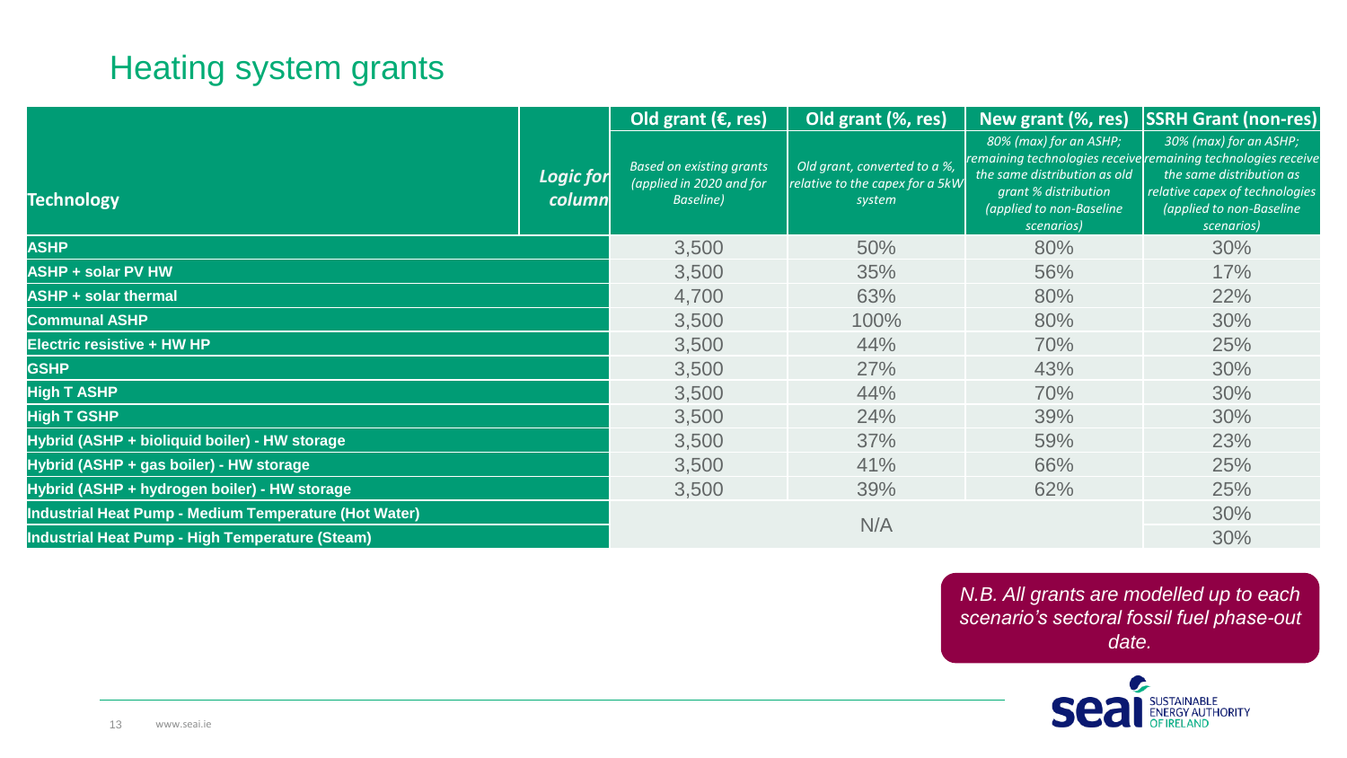# Heating system grants

| Technology | Logic for column | Old grant (€, res) | Old grant (%, res) | New grant (%, res) | SSRH Grant (non-res) |
|---|---|---|---|---|---|
| | | *Based on existing grants (applied in 2020 and for Baseline)* | *Old grant, converted to a %, relative to the capex for a 5kW system* | *80% (max) for an ASHP; remaining technologies receive the same distribution as old grant % distribution (applied to non-Baseline scenarios)* | *30% (max) for an ASHP; remaining technologies receive the same distribution as relative capex of technologies (applied to non-Baseline scenarios)* |
| **ASHP** | | 3,500 | 50% | 80% | 30% |
| **ASHP + solar PV HW** | | 3,500 | 35% | 56% | 17% |
| **ASHP + solar thermal** | | 4,700 | 63% | 80% | 22% |
| **Communal ASHP** | | 3,500 | 100% | 80% | 30% |
| **Electric resistive + HW HP** | | 3,500 | 44% | 70% | 25% |
| **GSHP** | | 3,500 | 27% | 43% | 30% |
| **High T ASHP** | | 3,500 | 44% | 70% | 30% |
| **High T GSHP** | | 3,500 | 24% | 39% | 30% |
| **Hybrid (ASHP + bioliquid boiler) - HW storage** | | 3,500 | 37% | 59% | 23% |
| **Hybrid (ASHP + gas boiler) - HW storage** | | 3,500 | 41% | 66% | 25% |
| **Hybrid (ASHP + hydrogen boiler) - HW storage** | | 3,500 | 39% | 62% | 25% |
| **Industrial Heat Pump - Medium Temperature (Hot Water)** | | N/A | N/A | N/A | 30% |
| **Industrial Heat Pump - High Temperature (Steam)** | | N/A | N/A | N/A | 30% |

*N.B. All grants are modelled up to each scenario's sectoral fossil fuel phase-out date.*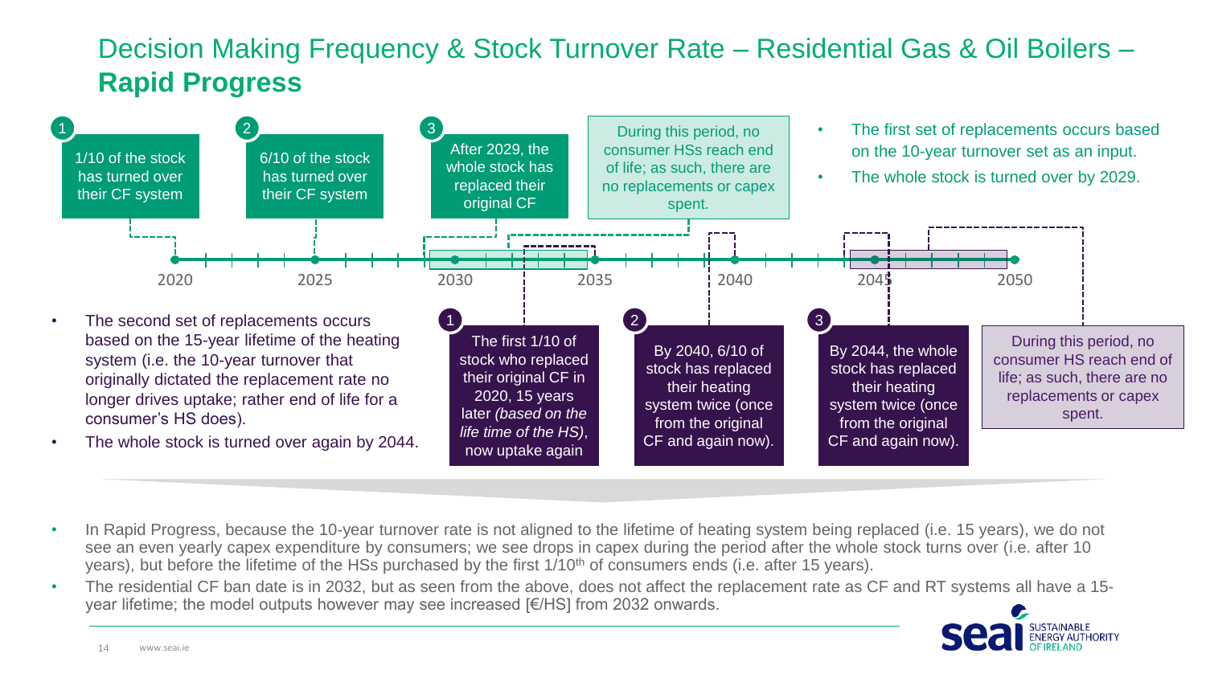# Decision Making Frequency & Stock Turnover Rate – Residential Gas & Oil Boilers – **Rapid Progress**

1. 1/10 of the stock has turned over their CF system
2. 6/10 of the stock has turned over their CF system
3. After 2029, the whole stock has replaced their original CF

During this period, no consumer HSs reach end of life; as such, there are no replacements or capex spent.

- The first set of replacements occurs based on the 10-year turnover set as an input.
- The whole stock is turned over by 2029.

2020 — 2025 — 2030 — 2035 — 2040 — 2045 — 2050

- The second set of replacements occurs based on the 15-year lifetime of the heating system (i.e. the 10-year turnover that originally dictated the replacement rate no longer drives uptake; rather end of life for a consumer's HS does).
- The whole stock is turned over again by 2044.

1. The first 1/10 of stock who replaced their original CF in 2020, 15 years later *(based on the life time of the HS)*, now uptake again
2. By 2040, 6/10 of stock has replaced their heating system twice (once from the original CF and again now).
3. By 2044, the whole stock has replaced their heating system twice (once from the original CF and again now).

During this period, no consumer HS reach end of life; as such, there are no replacements or capex spent.

- In Rapid Progress, because the 10-year turnover rate is not aligned to the lifetime of heating system being replaced (i.e. 15 years), we do not see an even yearly capex expenditure by consumers; we see drops in capex during the period after the whole stock turns over (i.e. after 10 years), but before the lifetime of the HSs purchased by the first 1/10th of consumers ends (i.e. after 15 years).
- The residential CF ban date is in 2032, but as seen from the above, does not affect the replacement rate as CF and RT systems all have a 15-year lifetime; the model outputs however may see increased [€/HS] from 2032 onwards.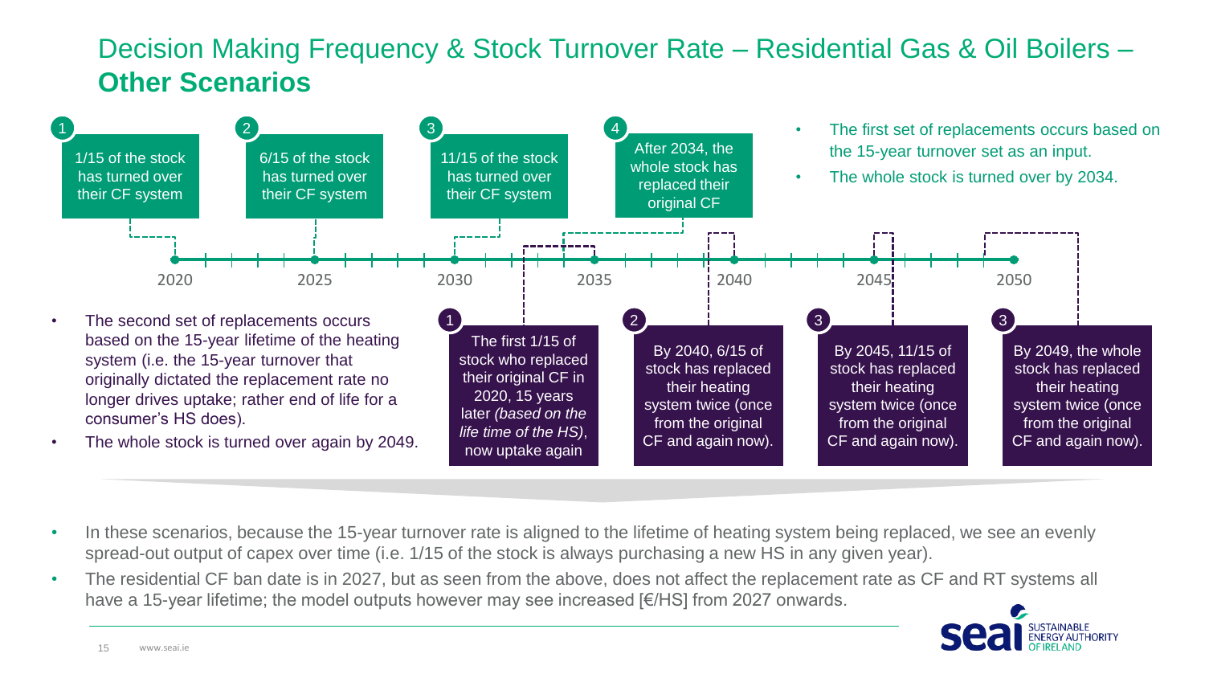# Decision Making Frequency & Stock Turnover Rate – Residential Gas & Oil Boilers – **Other Scenarios**

1. 1/15 of the stock has turned over their CF system
2. 6/15 of the stock has turned over their CF system
3. 11/15 of the stock has turned over their CF system
4. After 2034, the whole stock has replaced their original CF

- The first set of replacements occurs based on the 15-year turnover set as an input.
- The whole stock is turned over by 2034.

2020 — 2025 — 2030 — 2035 — 2040 — 2045 — 2050

- The second set of replacements occurs based on the 15-year lifetime of the heating system (i.e. the 15-year turnover that originally dictated the replacement rate no longer drives uptake; rather end of life for a consumer's HS does).
- The whole stock is turned over again by 2049.

1. The first 1/15 of stock who replaced their original CF in 2020, 15 years later *(based on the life time of the HS)*, now uptake again
2. By 2040, 6/15 of stock has replaced their heating system twice (once from the original CF and again now).
3. By 2045, 11/15 of stock has replaced their heating system twice (once from the original CF and again now).
4. By 2049, the whole stock has replaced their heating system twice (once from the original CF and again now).

- In these scenarios, because the 15-year turnover rate is aligned to the lifetime of heating system being replaced, we see an evenly spread-out output of capex over time (i.e. 1/15 of the stock is always purchasing a new HS in any given year).
- The residential CF ban date is in 2027, but as seen from the above, does not affect the replacement rate as CF and RT systems all have a 15-year lifetime; the model outputs however may see increased [€/HS] from 2027 onwards.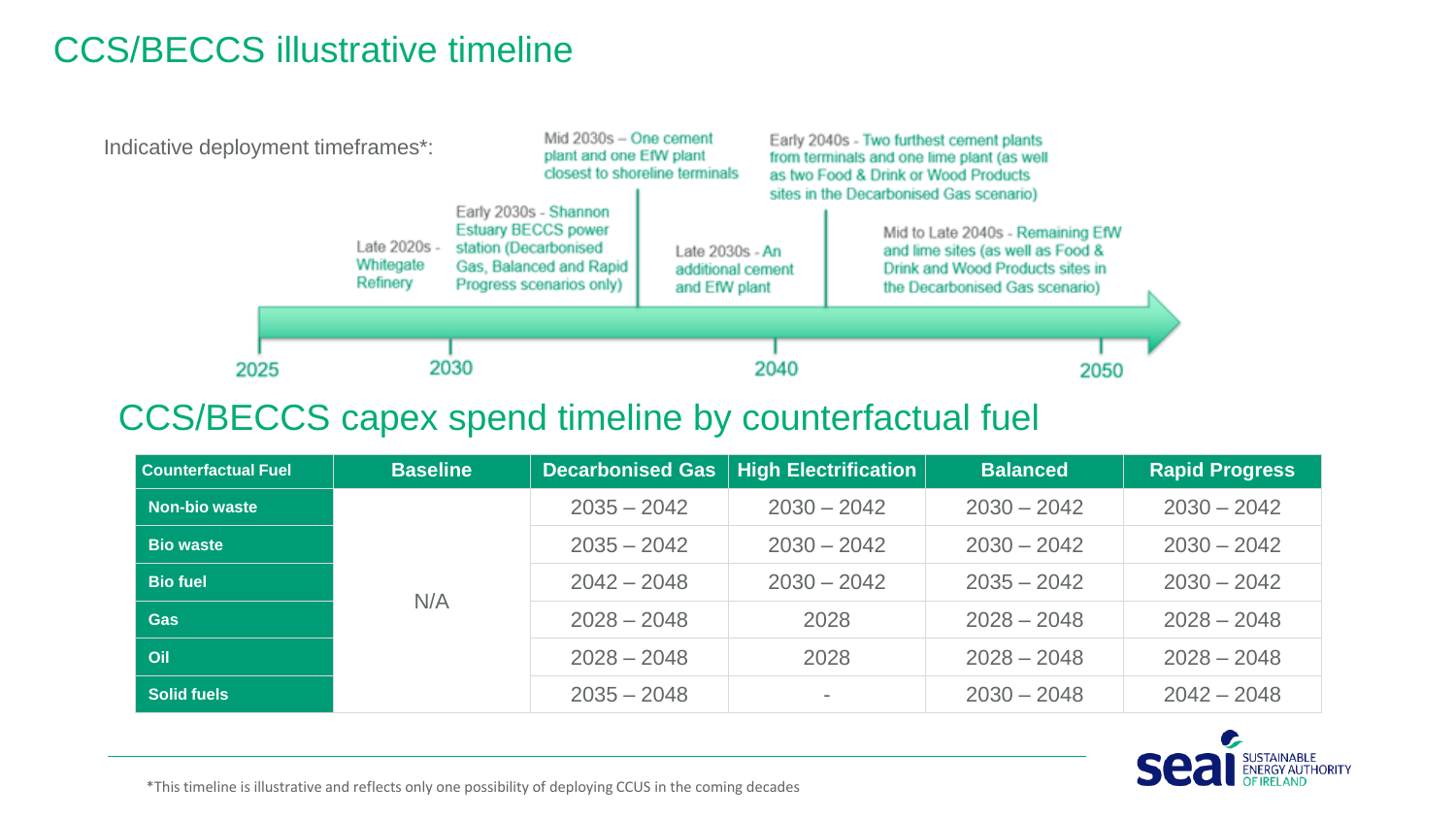# CCS/BECCS illustrative timeline

Indicative deployment timeframes*:

- Late 2020s - Whitegate Refinery
- Early 2030s - Shannon Estuary BECCS power station (Decarbonised Gas, Balanced and Rapid Progress scenarios only)
- Mid 2030s – One cement plant and one EfW plant closest to shoreline terminals
- Late 2030s - An additional cement and EfW plant
- Early 2040s - Two furthest cement plants from terminals and one lime plant (as well as two Food & Drink or Wood Products sites in the Decarbonised Gas scenario)
- Mid to Late 2040s - Remaining EfW and lime sites (as well as Food & Drink and Wood Products sites in the Decarbonised Gas scenario)

2025 — 2030 — 2040 — 2050

# CCS/BECCS capex spend timeline by counterfactual fuel

| Counterfactual Fuel | Baseline | Decarbonised Gas | High Electrification | Balanced | Rapid Progress |
|---|---|---|---|---|---|
| Non-bio waste | N/A | 2035 – 2042 | 2030 – 2042 | 2030 – 2042 | 2030 – 2042 |
| Bio waste | | 2035 – 2042 | 2030 – 2042 | 2030 – 2042 | 2030 – 2042 |
| Bio fuel | | 2042 – 2048 | 2030 – 2042 | 2035 – 2042 | 2030 – 2042 |
| Gas | | 2028 – 2048 | 2028 | 2028 – 2048 | 2028 – 2048 |
| Oil | | 2028 – 2048 | 2028 | 2028 – 2048 | 2028 – 2048 |
| Solid fuels | | 2035 – 2048 | - | 2030 – 2048 | 2042 – 2048 |

*This timeline is illustrative and reflects only one possibility of deploying CCUS in the coming decades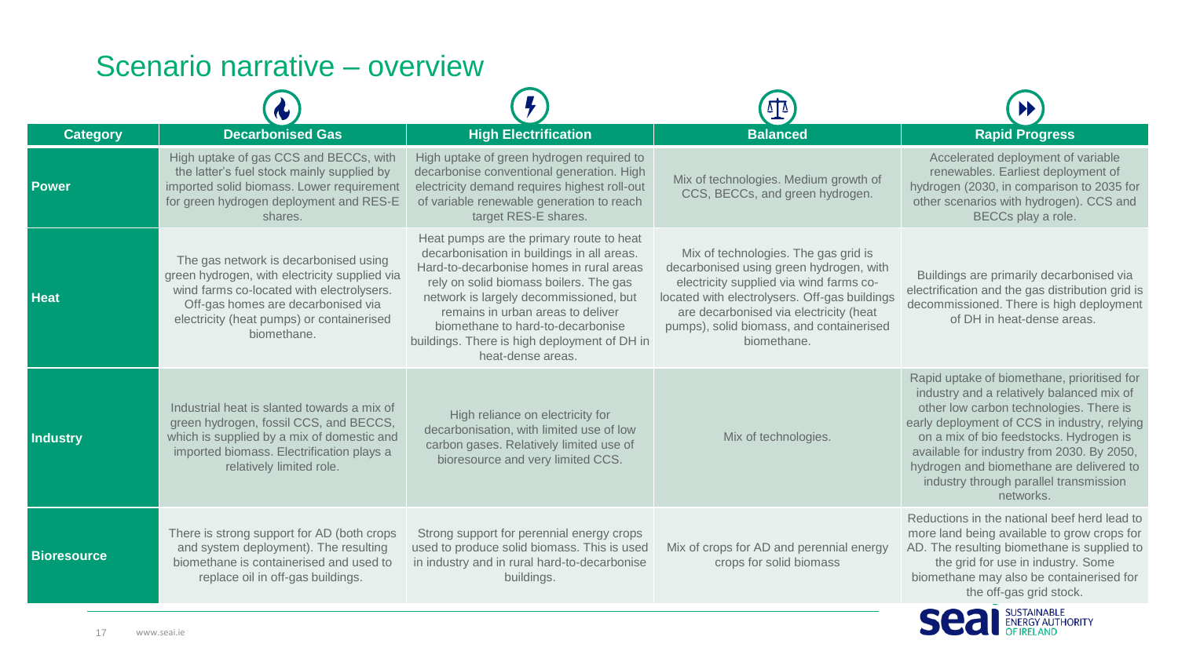# Scenario narrative – overview

| Category | Decarbonised Gas | High Electrification | Balanced | Rapid Progress |
| --- | --- | --- | --- | --- |
| **Power** | High uptake of gas CCS and BECCs, with the latter's fuel stock mainly supplied by imported solid biomass. Lower requirement for green hydrogen deployment and RES-E shares. | High uptake of green hydrogen required to decarbonise conventional generation. High electricity demand requires highest roll-out of variable renewable generation to reach target RES-E shares. | Mix of technologies. Medium growth of CCS, BECCs, and green hydrogen. | Accelerated deployment of variable renewables. Earliest deployment of hydrogen (2030, in comparison to 2035 for other scenarios with hydrogen). CCS and BECCs play a role. |
| **Heat** | The gas network is decarbonised using green hydrogen, with electricity supplied via wind farms co-located with electrolysers. Off-gas homes are decarbonised via electricity (heat pumps) or containerised biomethane. | Heat pumps are the primary route to heat decarbonisation in buildings in all areas. Hard-to-decarbonise homes in rural areas rely on solid biomass boilers. The gas network is largely decommissioned, but remains in urban areas to deliver biomethane to hard-to-decarbonise buildings. There is high deployment of DH in heat-dense areas. | Mix of technologies. The gas grid is decarbonised using green hydrogen, with electricity supplied via wind farms co-located with electrolysers. Off-gas buildings are decarbonised via electricity (heat pumps), solid biomass, and containerised biomethane. | Buildings are primarily decarbonised via electrification and the gas distribution grid is decommissioned. There is high deployment of DH in heat-dense areas. |
| **Industry** | Industrial heat is slanted towards a mix of green hydrogen, fossil CCS, and BECCS, which is supplied by a mix of domestic and imported biomass. Electrification plays a relatively limited role. | High reliance on electricity for decarbonisation, with limited use of low carbon gases. Relatively limited use of bioresource and very limited CCS. | Mix of technologies. | Rapid uptake of biomethane, prioritised for industry and a relatively balanced mix of other low carbon technologies. There is early deployment of CCS in industry, relying on a mix of bio feedstocks. Hydrogen is available for industry from 2030. By 2050, hydrogen and biomethane are delivered to industry through parallel transmission networks. |
| **Bioresource** | There is strong support for AD (both crops and system deployment). The resulting biomethane is containerised and used to replace oil in off-gas buildings. | Strong support for perennial energy crops used to produce solid biomass. This is used in industry and in rural hard-to-decarbonise buildings. | Mix of crops for AD and perennial energy crops for solid biomass | Reductions in the national beef herd lead to more land being available to grow crops for AD. The resulting biomethane is supplied to the grid for use in industry. Some biomethane may also be containerised for the off-gas grid stock. |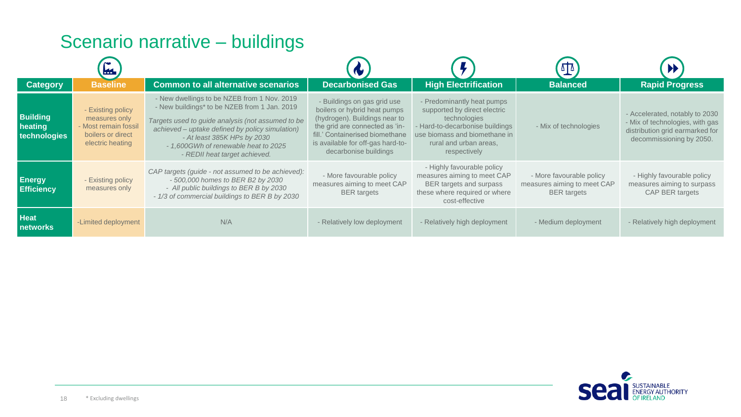# Scenario narrative – buildings

| Category | Baseline | Common to all alternative scenarios | Decarbonised Gas | High Electrification | Balanced | Rapid Progress |
|---|---|---|---|---|---|---|
| **Building heating technologies** | - Existing policy measures only<br>- Most remain fossil boilers or direct electric heating | - New dwellings to be NZEB from 1 Nov. 2019<br>- New buildings* to be NZEB from 1 Jan. 2019<br>*Targets used to guide analysis (not assumed to be achieved – uptake defined by policy simulation)*<br>*- At least 385K HPs by 2030*<br>*- 1,600GWh of renewable heat to 2025*<br>*- REDII heat target achieved.* | - Buildings on gas grid use boilers or hybrid heat pumps (hydrogen). Buildings near to the grid are connected as 'in-fill.' Containerised biomethane is available for off-gas hard-to-decarbonise buildings | - Predominantly heat pumps supported by direct electric technologies<br>- Hard-to-decarbonise buildings use biomass and biomethane in rural and urban areas, respectively | - Mix of technologies | - Accelerated, notably to 2030<br>- Mix of technologies, with gas distribution grid earmarked for decommissioning by 2050. |
| **Energy Efficiency** | - Existing policy measures only | *CAP targets (guide - not assumed to be achieved):*<br>*- 500,000 homes to BER B2 by 2030*<br>*- All public buildings to BER B by 2030*<br>*- 1/3 of commercial buildings to BER B by 2030* | - More favourable policy measures aiming to meet CAP BER targets | - Highly favourable policy measures aiming to meet CAP BER targets and surpass these where required or where cost-effective | - More favourable policy measures aiming to meet CAP BER targets | - Highly favourable policy measures aiming to surpass CAP BER targets |
| **Heat networks** | -Limited deployment | N/A | - Relatively low deployment | - Relatively high deployment | - Medium deployment | - Relatively high deployment |

\* Excluding dwellings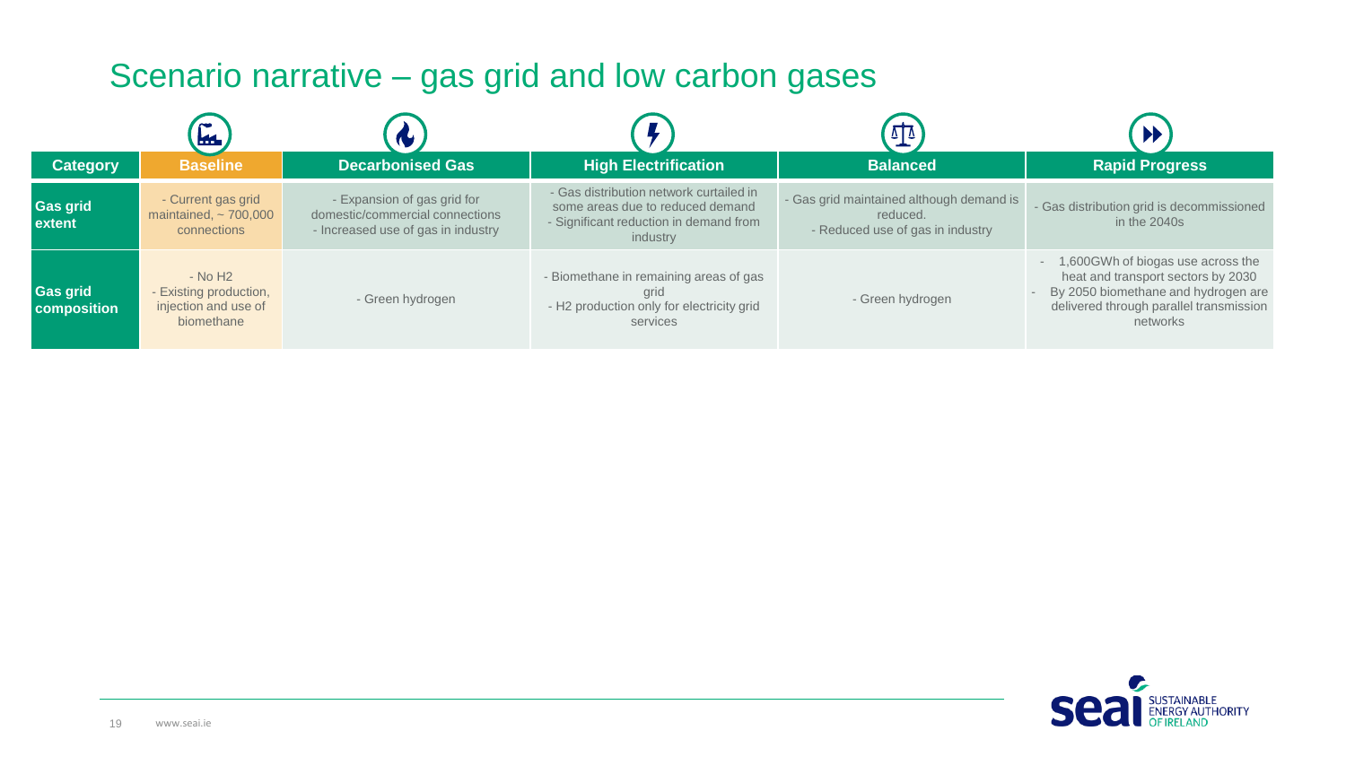# Scenario narrative – gas grid and low carbon gases

| Category | Baseline | Decarbonised Gas | High Electrification | Balanced | Rapid Progress |
|---|---|---|---|---|---|
| Gas grid extent | - Current gas grid maintained, ~ 700,000 connections | - Expansion of gas grid for domestic/commercial connections<br>- Increased use of gas in industry | - Gas distribution network curtailed in some areas due to reduced demand<br>- Significant reduction in demand from industry | - Gas grid maintained although demand is reduced.<br>- Reduced use of gas in industry | - Gas distribution grid is decommissioned in the 2040s |
| Gas grid composition | - No H2<br>- Existing production, injection and use of biomethane | - Green hydrogen | - Biomethane in remaining areas of gas grid<br>- H2 production only for electricity grid services | - Green hydrogen | - 1,600GWh of biogas use across the heat and transport sectors by 2030<br>- By 2050 biomethane and hydrogen are delivered through parallel transmission networks |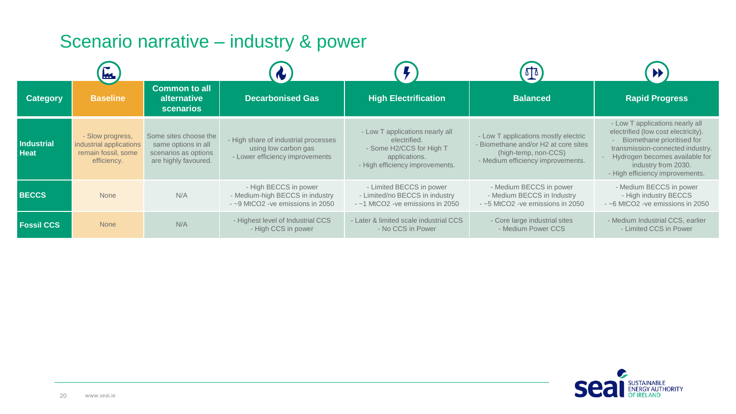# Scenario narrative – industry & power

| Category | Baseline | Common to all alternative scenarios | Decarbonised Gas | High Electrification | Balanced | Rapid Progress |
|---|---|---|---|---|---|---|
| Industrial Heat | - Slow progress, industrial applications remain fossil, some efficiency. | Some sites choose the same options in all scenarios as options are highly favoured. | - High share of industrial processes using low carbon gas<br>- Lower efficiency improvements | - Low T applications nearly all electrified.<br>- Some H2/CCS for High T applications.<br>- High efficiency improvements. | - Low T applications mostly electric<br>- Biomethane and/or H2 at core sites (high-temp, non-CCS)<br>- Medium efficiency improvements. | - Low T applications nearly all electrified (low cost electricity).<br>- Biomethane prioritised for transmission-connected industry.<br>- Hydrogen becomes available for industry from 2030.<br>- High efficiency improvements. |
| BECCS | None | N/A | - High BECCS in power<br>- Medium-high BECCS in industry<br>- ~9 MtCO2 -ve emissions in 2050 | - Limited BECCS in power<br>- Limited/no BECCS in industry<br>- ~1 MtCO2 -ve emissions in 2050 | - Medium BECCS in power<br>- Medium BECCS in Industry<br>- ~5 MtCO2 -ve emissions in 2050 | - Medium BECCS in power<br>- High industry BECCS<br>- ~6 MtCO2 -ve emissions in 2050 |
| Fossil CCS | None | N/A | - Highest level of Industrial CCS<br>- High CCS in power | - Later & limited scale industrial CCS<br>- No CCS in Power | - Core large industrial sites<br>- Medium Power CCS | - Medium Industrial CCS, earlier<br>- Limited CCS in Power |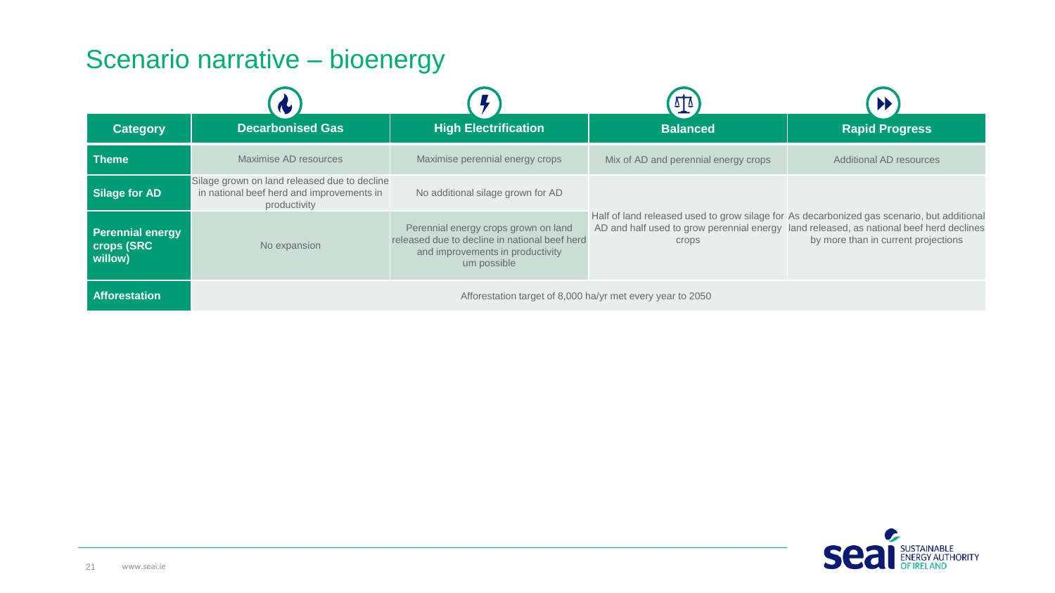# Scenario narrative – bioenergy

| Category | Decarbonised Gas | High Electrification | Balanced | Rapid Progress |
|---|---|---|---|---|
| **Theme** | Maximise AD resources | Maximise perennial energy crops | Mix of AD and perennial energy crops | Additional AD resources |
| **Silage for AD** | Silage grown on land released due to decline in national beef herd and improvements in productivity | No additional silage grown for AD | Half of land released used to grow silage for AD and half used to grow perennial energy crops | As decarbonized gas scenario, but additional land released, as national beef herd declines by more than in current projections |
| **Perennial energy crops (SRC willow)** | No expansion | Perennial energy crops grown on land released due to decline in national beef herd and improvements in productivity um possible | | |
| **Afforestation** | Afforestation target of 8,000 ha/yr met every year to 2050 | | | |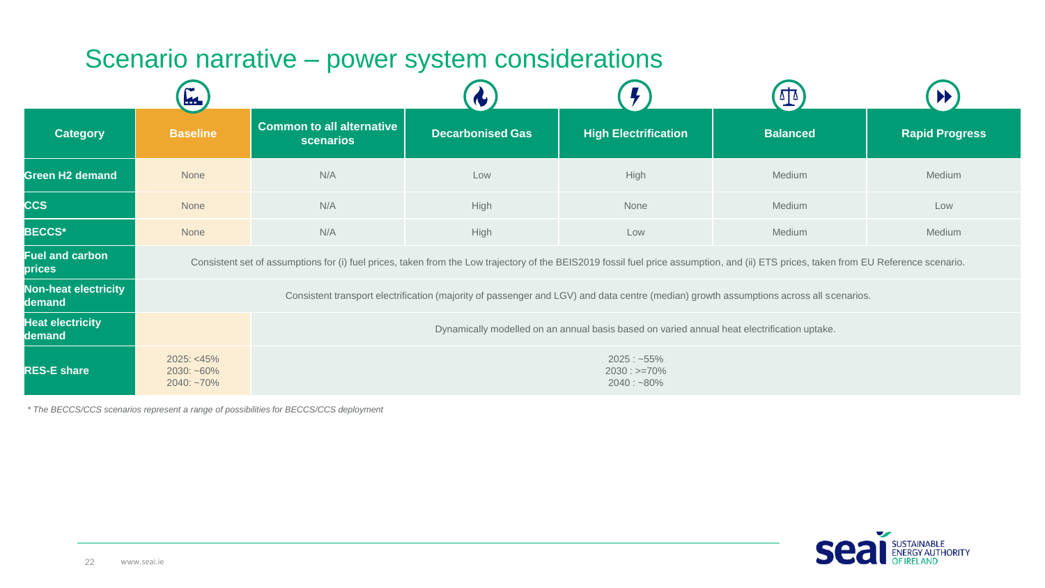# Scenario narrative – power system considerations

| Category | Baseline | Common to all alternative scenarios | Decarbonised Gas | High Electrification | Balanced | Rapid Progress |
|---|---|---|---|---|---|---|
| **Green H2 demand** | None | N/A | Low | High | Medium | Medium |
| **CCS** | None | N/A | High | None | Medium | Low |
| **BECCS*** | None | N/A | High | Low | Medium | Medium |
| **Fuel and carbon prices** | Consistent set of assumptions for (i) fuel prices, taken from the Low trajectory of the BEIS2019 fossil fuel price assumption, and (ii) ETS prices, taken from EU Reference scenario. | | | | | |
| **Non-heat electricity demand** | Consistent transport electrification (majority of passenger and LGV) and data centre (median) growth assumptions across all scenarios. | | | | | |
| **Heat electricity demand** | | Dynamically modelled on an annual basis based on varied annual heat electrification uptake. | | | | |
| **RES-E share** | 2025: <45%<br>2030: ~60%<br>2040: ~70% | 2025 : ~55%<br>2030 : >=70%<br>2040 : ~80% | | | | |

*\* The BECCS/CCS scenarios represent a range of possibilities for BECCS/CCS deployment*